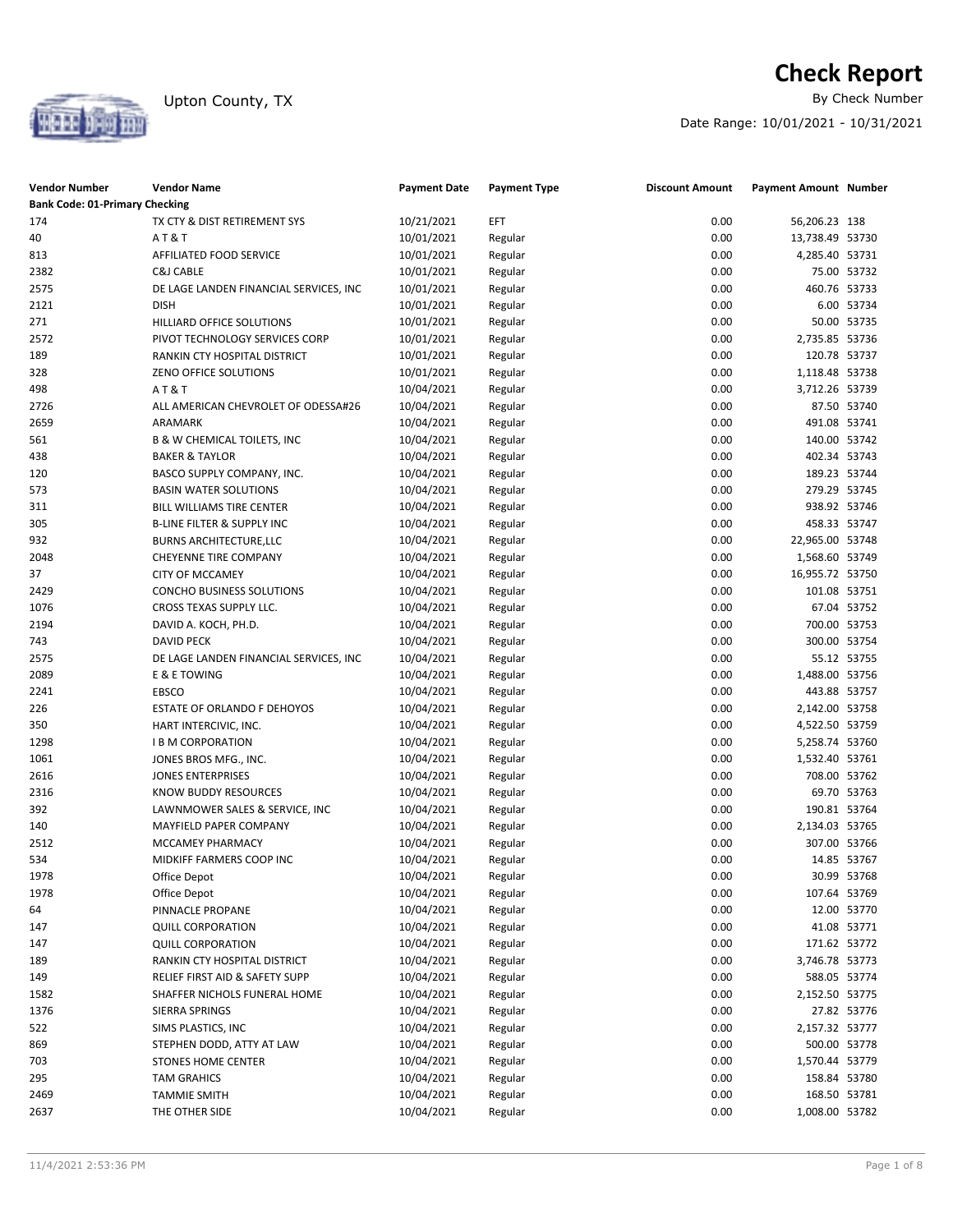# Check Report

Upton County, TX

By Check Number

Date Range: 10/01/2021 - 10/31/2021

| Vendor Number | Vendor Name | Payment Date | Payment Type | Discount Amount | Payment Amount | Number |
|---|---|---|---|---|---|---|
| **Bank Code: 01-Primary Checking** | | | | | | |
| 174 | TX CTY & DIST RETIREMENT SYS | 10/21/2021 | EFT | 0.00 | 56,206.23 | 138 |
| 40 | A T & T | 10/01/2021 | Regular | 0.00 | 13,738.49 | 53730 |
| 813 | AFFILIATED FOOD SERVICE | 10/01/2021 | Regular | 0.00 | 4,285.40 | 53731 |
| 2382 | C&J CABLE | 10/01/2021 | Regular | 0.00 | 75.00 | 53732 |
| 2575 | DE LAGE LANDEN FINANCIAL SERVICES, INC | 10/01/2021 | Regular | 0.00 | 460.76 | 53733 |
| 2121 | DISH | 10/01/2021 | Regular | 0.00 | 6.00 | 53734 |
| 271 | HILLIARD OFFICE SOLUTIONS | 10/01/2021 | Regular | 0.00 | 50.00 | 53735 |
| 2572 | PIVOT TECHNOLOGY SERVICES CORP | 10/01/2021 | Regular | 0.00 | 2,735.85 | 53736 |
| 189 | RANKIN CTY HOSPITAL DISTRICT | 10/01/2021 | Regular | 0.00 | 120.78 | 53737 |
| 328 | ZENO OFFICE SOLUTIONS | 10/01/2021 | Regular | 0.00 | 1,118.48 | 53738 |
| 498 | A T & T | 10/04/2021 | Regular | 0.00 | 3,712.26 | 53739 |
| 2726 | ALL AMERICAN CHEVROLET OF ODESSA#26 | 10/04/2021 | Regular | 0.00 | 87.50 | 53740 |
| 2659 | ARAMARK | 10/04/2021 | Regular | 0.00 | 491.08 | 53741 |
| 561 | B & W CHEMICAL TOILETS, INC | 10/04/2021 | Regular | 0.00 | 140.00 | 53742 |
| 438 | BAKER & TAYLOR | 10/04/2021 | Regular | 0.00 | 402.34 | 53743 |
| 120 | BASCO SUPPLY COMPANY, INC. | 10/04/2021 | Regular | 0.00 | 189.23 | 53744 |
| 573 | BASIN WATER SOLUTIONS | 10/04/2021 | Regular | 0.00 | 279.29 | 53745 |
| 311 | BILL WILLIAMS TIRE CENTER | 10/04/2021 | Regular | 0.00 | 938.92 | 53746 |
| 305 | B-LINE FILTER & SUPPLY INC | 10/04/2021 | Regular | 0.00 | 458.33 | 53747 |
| 932 | BURNS ARCHITECTURE,LLC | 10/04/2021 | Regular | 0.00 | 22,965.00 | 53748 |
| 2048 | CHEYENNE TIRE COMPANY | 10/04/2021 | Regular | 0.00 | 1,568.60 | 53749 |
| 37 | CITY OF MCCAMEY | 10/04/2021 | Regular | 0.00 | 16,955.72 | 53750 |
| 2429 | CONCHO BUSINESS SOLUTIONS | 10/04/2021 | Regular | 0.00 | 101.08 | 53751 |
| 1076 | CROSS TEXAS SUPPLY LLC. | 10/04/2021 | Regular | 0.00 | 67.04 | 53752 |
| 2194 | DAVID A. KOCH, PH.D. | 10/04/2021 | Regular | 0.00 | 700.00 | 53753 |
| 743 | DAVID PECK | 10/04/2021 | Regular | 0.00 | 300.00 | 53754 |
| 2575 | DE LAGE LANDEN FINANCIAL SERVICES, INC | 10/04/2021 | Regular | 0.00 | 55.12 | 53755 |
| 2089 | E & E TOWING | 10/04/2021 | Regular | 0.00 | 1,488.00 | 53756 |
| 2241 | EBSCO | 10/04/2021 | Regular | 0.00 | 443.88 | 53757 |
| 226 | ESTATE OF ORLANDO F DEHOYOS | 10/04/2021 | Regular | 0.00 | 2,142.00 | 53758 |
| 350 | HART INTERCIVIC, INC. | 10/04/2021 | Regular | 0.00 | 4,522.50 | 53759 |
| 1298 | I B M CORPORATION | 10/04/2021 | Regular | 0.00 | 5,258.74 | 53760 |
| 1061 | JONES BROS MFG., INC. | 10/04/2021 | Regular | 0.00 | 1,532.40 | 53761 |
| 2616 | JONES ENTERPRISES | 10/04/2021 | Regular | 0.00 | 708.00 | 53762 |
| 2316 | KNOW BUDDY RESOURCES | 10/04/2021 | Regular | 0.00 | 69.70 | 53763 |
| 392 | LAWNMOWER SALES & SERVICE, INC | 10/04/2021 | Regular | 0.00 | 190.81 | 53764 |
| 140 | MAYFIELD PAPER COMPANY | 10/04/2021 | Regular | 0.00 | 2,134.03 | 53765 |
| 2512 | MCCAMEY PHARMACY | 10/04/2021 | Regular | 0.00 | 307.00 | 53766 |
| 534 | MIDKIFF FARMERS COOP INC | 10/04/2021 | Regular | 0.00 | 14.85 | 53767 |
| 1978 | Office Depot | 10/04/2021 | Regular | 0.00 | 30.99 | 53768 |
| 1978 | Office Depot | 10/04/2021 | Regular | 0.00 | 107.64 | 53769 |
| 64 | PINNACLE PROPANE | 10/04/2021 | Regular | 0.00 | 12.00 | 53770 |
| 147 | QUILL CORPORATION | 10/04/2021 | Regular | 0.00 | 41.08 | 53771 |
| 147 | QUILL CORPORATION | 10/04/2021 | Regular | 0.00 | 171.62 | 53772 |
| 189 | RANKIN CTY HOSPITAL DISTRICT | 10/04/2021 | Regular | 0.00 | 3,746.78 | 53773 |
| 149 | RELIEF FIRST AID & SAFETY SUPP | 10/04/2021 | Regular | 0.00 | 588.05 | 53774 |
| 1582 | SHAFFER NICHOLS FUNERAL HOME | 10/04/2021 | Regular | 0.00 | 2,152.50 | 53775 |
| 1376 | SIERRA SPRINGS | 10/04/2021 | Regular | 0.00 | 27.82 | 53776 |
| 522 | SIMS PLASTICS, INC | 10/04/2021 | Regular | 0.00 | 2,157.32 | 53777 |
| 869 | STEPHEN DODD, ATTY AT LAW | 10/04/2021 | Regular | 0.00 | 500.00 | 53778 |
| 703 | STONES HOME CENTER | 10/04/2021 | Regular | 0.00 | 1,570.44 | 53779 |
| 295 | TAM GRAHICS | 10/04/2021 | Regular | 0.00 | 158.84 | 53780 |
| 2469 | TAMMIE SMITH | 10/04/2021 | Regular | 0.00 | 168.50 | 53781 |
| 2637 | THE OTHER SIDE | 10/04/2021 | Regular | 0.00 | 1,008.00 | 53782 |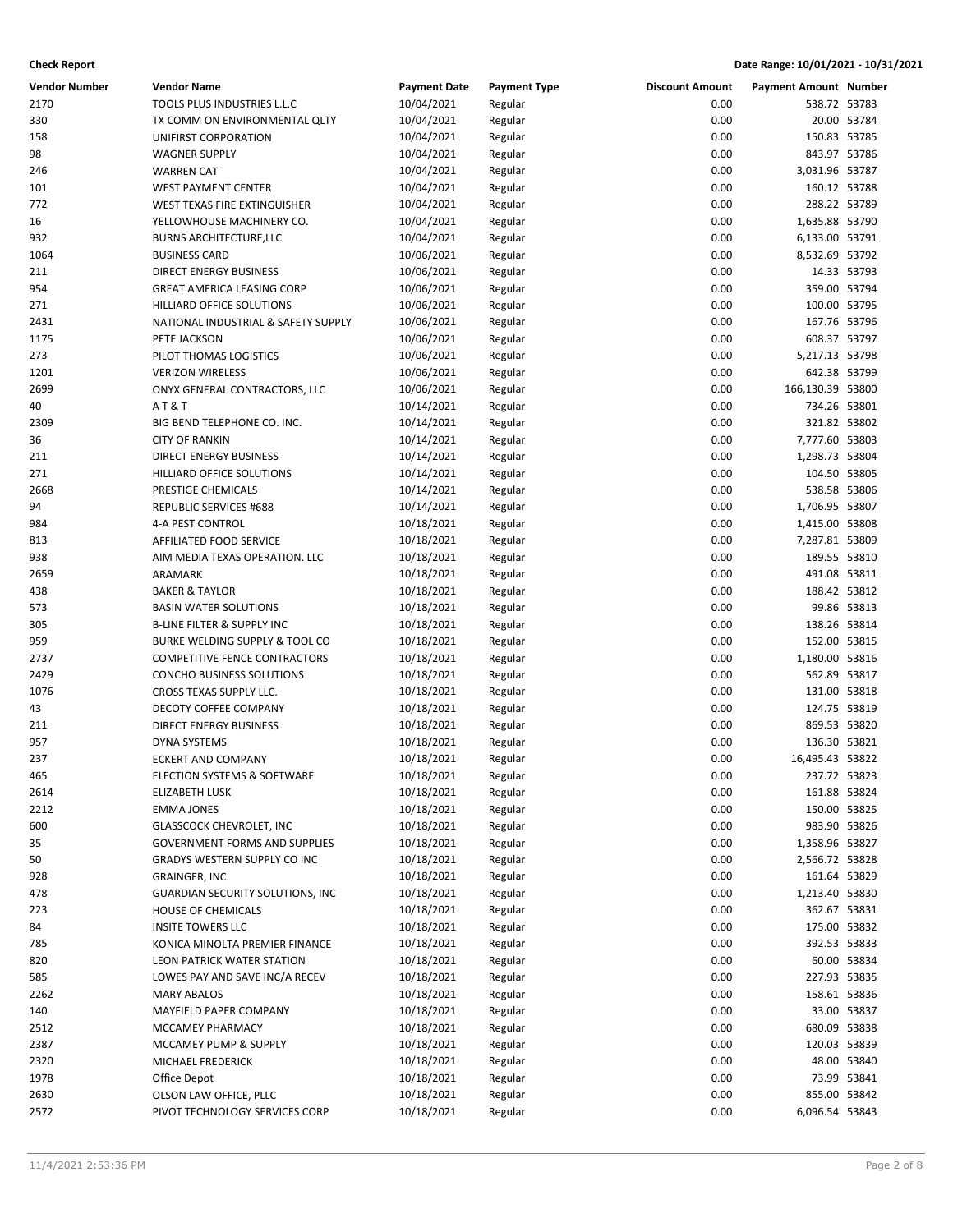**Check Report**

**Date Range: 10/01/2021 - 10/31/2021**

| Vendor Number | Vendor Name | Payment Date | Payment Type | Discount Amount | Payment Amount | Number |
|---|---|---|---|---|---|---|
| 2170 | TOOLS PLUS INDUSTRIES L.L.C | 10/04/2021 | Regular | 0.00 | 538.72 | 53783 |
| 330 | TX COMM ON ENVIRONMENTAL QLTY | 10/04/2021 | Regular | 0.00 | 20.00 | 53784 |
| 158 | UNIFIRST CORPORATION | 10/04/2021 | Regular | 0.00 | 150.83 | 53785 |
| 98 | WAGNER SUPPLY | 10/04/2021 | Regular | 0.00 | 843.97 | 53786 |
| 246 | WARREN CAT | 10/04/2021 | Regular | 0.00 | 3,031.96 | 53787 |
| 101 | WEST PAYMENT CENTER | 10/04/2021 | Regular | 0.00 | 160.12 | 53788 |
| 772 | WEST TEXAS FIRE EXTINGUISHER | 10/04/2021 | Regular | 0.00 | 288.22 | 53789 |
| 16 | YELLOWHOUSE MACHINERY CO. | 10/04/2021 | Regular | 0.00 | 1,635.88 | 53790 |
| 932 | BURNS ARCHITECTURE,LLC | 10/04/2021 | Regular | 0.00 | 6,133.00 | 53791 |
| 1064 | BUSINESS CARD | 10/06/2021 | Regular | 0.00 | 8,532.69 | 53792 |
| 211 | DIRECT ENERGY BUSINESS | 10/06/2021 | Regular | 0.00 | 14.33 | 53793 |
| 954 | GREAT AMERICA LEASING CORP | 10/06/2021 | Regular | 0.00 | 359.00 | 53794 |
| 271 | HILLIARD OFFICE SOLUTIONS | 10/06/2021 | Regular | 0.00 | 100.00 | 53795 |
| 2431 | NATIONAL INDUSTRIAL & SAFETY SUPPLY | 10/06/2021 | Regular | 0.00 | 167.76 | 53796 |
| 1175 | PETE JACKSON | 10/06/2021 | Regular | 0.00 | 608.37 | 53797 |
| 273 | PILOT THOMAS LOGISTICS | 10/06/2021 | Regular | 0.00 | 5,217.13 | 53798 |
| 1201 | VERIZON WIRELESS | 10/06/2021 | Regular | 0.00 | 642.38 | 53799 |
| 2699 | ONYX GENERAL CONTRACTORS, LLC | 10/06/2021 | Regular | 0.00 | 166,130.39 | 53800 |
| 40 | A T & T | 10/14/2021 | Regular | 0.00 | 734.26 | 53801 |
| 2309 | BIG BEND TELEPHONE CO. INC. | 10/14/2021 | Regular | 0.00 | 321.82 | 53802 |
| 36 | CITY OF RANKIN | 10/14/2021 | Regular | 0.00 | 7,777.60 | 53803 |
| 211 | DIRECT ENERGY BUSINESS | 10/14/2021 | Regular | 0.00 | 1,298.73 | 53804 |
| 271 | HILLIARD OFFICE SOLUTIONS | 10/14/2021 | Regular | 0.00 | 104.50 | 53805 |
| 2668 | PRESTIGE CHEMICALS | 10/14/2021 | Regular | 0.00 | 538.58 | 53806 |
| 94 | REPUBLIC SERVICES #688 | 10/14/2021 | Regular | 0.00 | 1,706.95 | 53807 |
| 984 | 4-A PEST CONTROL | 10/18/2021 | Regular | 0.00 | 1,415.00 | 53808 |
| 813 | AFFILIATED FOOD SERVICE | 10/18/2021 | Regular | 0.00 | 7,287.81 | 53809 |
| 938 | AIM MEDIA TEXAS OPERATION. LLC | 10/18/2021 | Regular | 0.00 | 189.55 | 53810 |
| 2659 | ARAMARK | 10/18/2021 | Regular | 0.00 | 491.08 | 53811 |
| 438 | BAKER & TAYLOR | 10/18/2021 | Regular | 0.00 | 188.42 | 53812 |
| 573 | BASIN WATER SOLUTIONS | 10/18/2021 | Regular | 0.00 | 99.86 | 53813 |
| 305 | B-LINE FILTER & SUPPLY INC | 10/18/2021 | Regular | 0.00 | 138.26 | 53814 |
| 959 | BURKE WELDING SUPPLY & TOOL CO | 10/18/2021 | Regular | 0.00 | 152.00 | 53815 |
| 2737 | COMPETITIVE FENCE CONTRACTORS | 10/18/2021 | Regular | 0.00 | 1,180.00 | 53816 |
| 2429 | CONCHO BUSINESS SOLUTIONS | 10/18/2021 | Regular | 0.00 | 562.89 | 53817 |
| 1076 | CROSS TEXAS SUPPLY LLC. | 10/18/2021 | Regular | 0.00 | 131.00 | 53818 |
| 43 | DECOTY COFFEE COMPANY | 10/18/2021 | Regular | 0.00 | 124.75 | 53819 |
| 211 | DIRECT ENERGY BUSINESS | 10/18/2021 | Regular | 0.00 | 869.53 | 53820 |
| 957 | DYNA SYSTEMS | 10/18/2021 | Regular | 0.00 | 136.30 | 53821 |
| 237 | ECKERT AND COMPANY | 10/18/2021 | Regular | 0.00 | 16,495.43 | 53822 |
| 465 | ELECTION SYSTEMS & SOFTWARE | 10/18/2021 | Regular | 0.00 | 237.72 | 53823 |
| 2614 | ELIZABETH LUSK | 10/18/2021 | Regular | 0.00 | 161.88 | 53824 |
| 2212 | EMMA JONES | 10/18/2021 | Regular | 0.00 | 150.00 | 53825 |
| 600 | GLASSCOCK CHEVROLET, INC | 10/18/2021 | Regular | 0.00 | 983.90 | 53826 |
| 35 | GOVERNMENT FORMS AND SUPPLIES | 10/18/2021 | Regular | 0.00 | 1,358.96 | 53827 |
| 50 | GRADYS WESTERN SUPPLY CO INC | 10/18/2021 | Regular | 0.00 | 2,566.72 | 53828 |
| 928 | GRAINGER, INC. | 10/18/2021 | Regular | 0.00 | 161.64 | 53829 |
| 478 | GUARDIAN SECURITY SOLUTIONS, INC | 10/18/2021 | Regular | 0.00 | 1,213.40 | 53830 |
| 223 | HOUSE OF CHEMICALS | 10/18/2021 | Regular | 0.00 | 362.67 | 53831 |
| 84 | INSITE TOWERS LLC | 10/18/2021 | Regular | 0.00 | 175.00 | 53832 |
| 785 | KONICA MINOLTA PREMIER FINANCE | 10/18/2021 | Regular | 0.00 | 392.53 | 53833 |
| 820 | LEON PATRICK WATER STATION | 10/18/2021 | Regular | 0.00 | 60.00 | 53834 |
| 585 | LOWES PAY AND SAVE INC/A RECEV | 10/18/2021 | Regular | 0.00 | 227.93 | 53835 |
| 2262 | MARY ABALOS | 10/18/2021 | Regular | 0.00 | 158.61 | 53836 |
| 140 | MAYFIELD PAPER COMPANY | 10/18/2021 | Regular | 0.00 | 33.00 | 53837 |
| 2512 | MCCAMEY PHARMACY | 10/18/2021 | Regular | 0.00 | 680.09 | 53838 |
| 2387 | MCCAMEY PUMP & SUPPLY | 10/18/2021 | Regular | 0.00 | 120.03 | 53839 |
| 2320 | MICHAEL FREDERICK | 10/18/2021 | Regular | 0.00 | 48.00 | 53840 |
| 1978 | Office Depot | 10/18/2021 | Regular | 0.00 | 73.99 | 53841 |
| 2630 | OLSON LAW OFFICE, PLLC | 10/18/2021 | Regular | 0.00 | 855.00 | 53842 |
| 2572 | PIVOT TECHNOLOGY SERVICES CORP | 10/18/2021 | Regular | 0.00 | 6,096.54 | 53843 |

11/4/2021 2:53:36 PM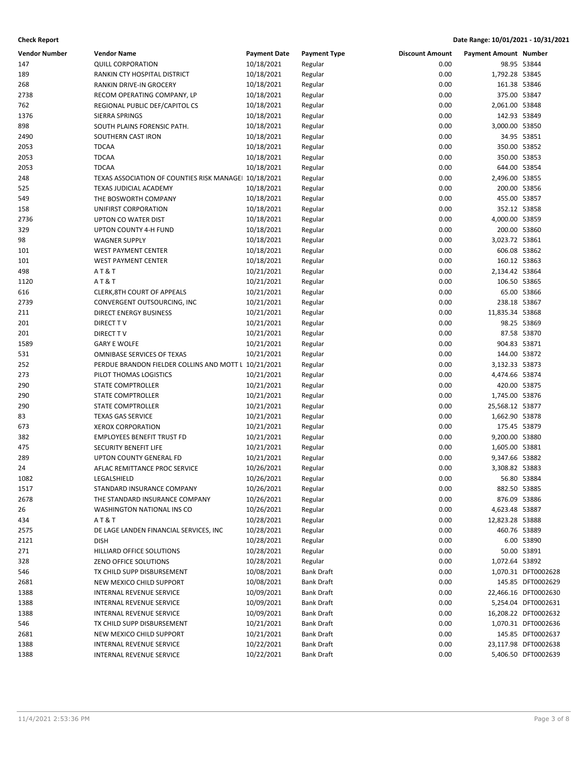**Check Report** **Date Range: 10/01/2021 - 10/31/2021**

| Vendor Number | Vendor Name | Payment Date | Payment Type | Discount Amount | Payment Amount | Number |
|---|---|---|---|---|---|---|
| 147 | QUILL CORPORATION | 10/18/2021 | Regular | 0.00 | 98.95 | 53844 |
| 189 | RANKIN CTY HOSPITAL DISTRICT | 10/18/2021 | Regular | 0.00 | 1,792.28 | 53845 |
| 268 | RANKIN DRIVE-IN GROCERY | 10/18/2021 | Regular | 0.00 | 161.38 | 53846 |
| 2738 | RECOM OPERATING COMPANY, LP | 10/18/2021 | Regular | 0.00 | 375.00 | 53847 |
| 762 | REGIONAL PUBLIC DEF/CAPITOL CS | 10/18/2021 | Regular | 0.00 | 2,061.00 | 53848 |
| 1376 | SIERRA SPRINGS | 10/18/2021 | Regular | 0.00 | 142.93 | 53849 |
| 898 | SOUTH PLAINS FORENSIC PATH. | 10/18/2021 | Regular | 0.00 | 3,000.00 | 53850 |
| 2490 | SOUTHERN CAST IRON | 10/18/2021 | Regular | 0.00 | 34.95 | 53851 |
| 2053 | TDCAA | 10/18/2021 | Regular | 0.00 | 350.00 | 53852 |
| 2053 | TDCAA | 10/18/2021 | Regular | 0.00 | 350.00 | 53853 |
| 2053 | TDCAA | 10/18/2021 | Regular | 0.00 | 644.00 | 53854 |
| 248 | TEXAS ASSOCIATION OF COUNTIES RISK MANAGEI | 10/18/2021 | Regular | 0.00 | 2,496.00 | 53855 |
| 525 | TEXAS JUDICIAL ACADEMY | 10/18/2021 | Regular | 0.00 | 200.00 | 53856 |
| 549 | THE BOSWORTH COMPANY | 10/18/2021 | Regular | 0.00 | 455.00 | 53857 |
| 158 | UNIFIRST CORPORATION | 10/18/2021 | Regular | 0.00 | 352.12 | 53858 |
| 2736 | UPTON CO WATER DIST | 10/18/2021 | Regular | 0.00 | 4,000.00 | 53859 |
| 329 | UPTON COUNTY 4-H FUND | 10/18/2021 | Regular | 0.00 | 200.00 | 53860 |
| 98 | WAGNER SUPPLY | 10/18/2021 | Regular | 0.00 | 3,023.72 | 53861 |
| 101 | WEST PAYMENT CENTER | 10/18/2021 | Regular | 0.00 | 606.08 | 53862 |
| 101 | WEST PAYMENT CENTER | 10/18/2021 | Regular | 0.00 | 160.12 | 53863 |
| 498 | A T & T | 10/21/2021 | Regular | 0.00 | 2,134.42 | 53864 |
| 1120 | A T & T | 10/21/2021 | Regular | 0.00 | 106.50 | 53865 |
| 616 | CLERK,8TH COURT OF APPEALS | 10/21/2021 | Regular | 0.00 | 65.00 | 53866 |
| 2739 | CONVERGENT OUTSOURCING, INC | 10/21/2021 | Regular | 0.00 | 238.18 | 53867 |
| 211 | DIRECT ENERGY BUSINESS | 10/21/2021 | Regular | 0.00 | 11,835.34 | 53868 |
| 201 | DIRECT T V | 10/21/2021 | Regular | 0.00 | 98.25 | 53869 |
| 201 | DIRECT T V | 10/21/2021 | Regular | 0.00 | 87.58 | 53870 |
| 1589 | GARY E WOLFE | 10/21/2021 | Regular | 0.00 | 904.83 | 53871 |
| 531 | OMNIBASE SERVICES OF TEXAS | 10/21/2021 | Regular | 0.00 | 144.00 | 53872 |
| 252 | PERDUE BRANDON FIELDER COLLINS AND MOTT L | 10/21/2021 | Regular | 0.00 | 3,132.33 | 53873 |
| 273 | PILOT THOMAS LOGISTICS | 10/21/2021 | Regular | 0.00 | 4,474.66 | 53874 |
| 290 | STATE COMPTROLLER | 10/21/2021 | Regular | 0.00 | 420.00 | 53875 |
| 290 | STATE COMPTROLLER | 10/21/2021 | Regular | 0.00 | 1,745.00 | 53876 |
| 290 | STATE COMPTROLLER | 10/21/2021 | Regular | 0.00 | 25,568.12 | 53877 |
| 83 | TEXAS GAS SERVICE | 10/21/2021 | Regular | 0.00 | 1,662.90 | 53878 |
| 673 | XEROX CORPORATION | 10/21/2021 | Regular | 0.00 | 175.45 | 53879 |
| 382 | EMPLOYEES BENEFIT TRUST FD | 10/21/2021 | Regular | 0.00 | 9,200.00 | 53880 |
| 475 | SECURITY BENEFIT LIFE | 10/21/2021 | Regular | 0.00 | 1,605.00 | 53881 |
| 289 | UPTON COUNTY GENERAL FD | 10/21/2021 | Regular | 0.00 | 9,347.66 | 53882 |
| 24 | AFLAC REMITTANCE PROC SERVICE | 10/26/2021 | Regular | 0.00 | 3,308.82 | 53883 |
| 1082 | LEGALSHIELD | 10/26/2021 | Regular | 0.00 | 56.80 | 53884 |
| 1517 | STANDARD INSURANCE COMPANY | 10/26/2021 | Regular | 0.00 | 882.50 | 53885 |
| 2678 | THE STANDARD INSURANCE COMPANY | 10/26/2021 | Regular | 0.00 | 876.09 | 53886 |
| 26 | WASHINGTON NATIONAL INS CO | 10/26/2021 | Regular | 0.00 | 4,623.48 | 53887 |
| 434 | A T & T | 10/28/2021 | Regular | 0.00 | 12,823.28 | 53888 |
| 2575 | DE LAGE LANDEN FINANCIAL SERVICES, INC | 10/28/2021 | Regular | 0.00 | 460.76 | 53889 |
| 2121 | DISH | 10/28/2021 | Regular | 0.00 | 6.00 | 53890 |
| 271 | HILLIARD OFFICE SOLUTIONS | 10/28/2021 | Regular | 0.00 | 50.00 | 53891 |
| 328 | ZENO OFFICE SOLUTIONS | 10/28/2021 | Regular | 0.00 | 1,072.64 | 53892 |
| 546 | TX CHILD SUPP DISBURSEMENT | 10/08/2021 | Bank Draft | 0.00 | 1,070.31 | DFT0002628 |
| 2681 | NEW MEXICO CHILD SUPPORT | 10/08/2021 | Bank Draft | 0.00 | 145.85 | DFT0002629 |
| 1388 | INTERNAL REVENUE SERVICE | 10/09/2021 | Bank Draft | 0.00 | 22,466.16 | DFT0002630 |
| 1388 | INTERNAL REVENUE SERVICE | 10/09/2021 | Bank Draft | 0.00 | 5,254.04 | DFT0002631 |
| 1388 | INTERNAL REVENUE SERVICE | 10/09/2021 | Bank Draft | 0.00 | 16,208.22 | DFT0002632 |
| 546 | TX CHILD SUPP DISBURSEMENT | 10/21/2021 | Bank Draft | 0.00 | 1,070.31 | DFT0002636 |
| 2681 | NEW MEXICO CHILD SUPPORT | 10/21/2021 | Bank Draft | 0.00 | 145.85 | DFT0002637 |
| 1388 | INTERNAL REVENUE SERVICE | 10/22/2021 | Bank Draft | 0.00 | 23,117.98 | DFT0002638 |
| 1388 | INTERNAL REVENUE SERVICE | 10/22/2021 | Bank Draft | 0.00 | 5,406.50 | DFT0002639 |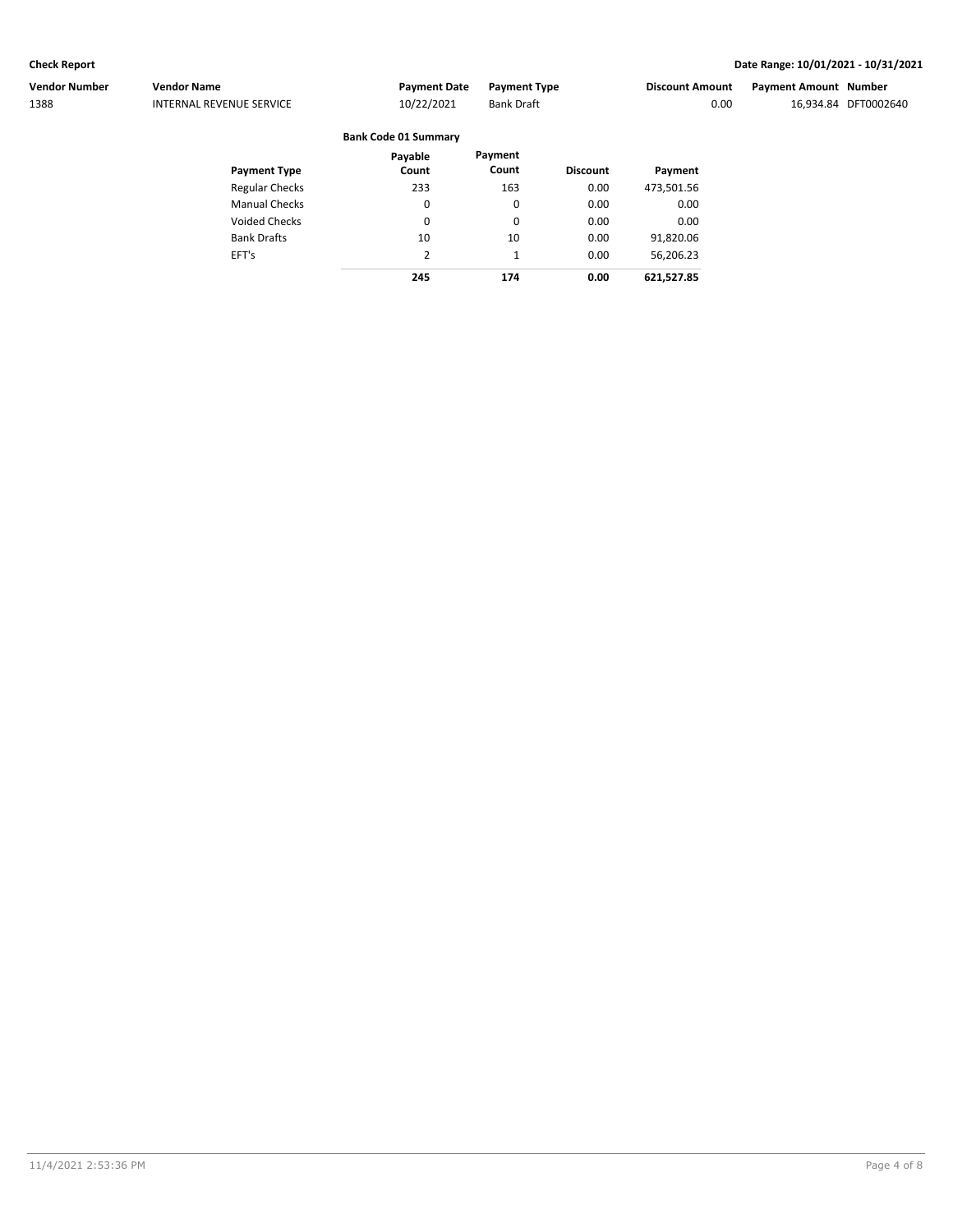| Vendor Number | Vendor Name | Payment Date | Payment Type | Discount Amount | Payment Amount | Number |
|---|---|---|---|---|---|---|
| 1388 | INTERNAL REVENUE SERVICE | 10/22/2021 | Bank Draft | 0.00 | 16,934.84 | DFT0002640 |

### Bank Code 01 Summary

| Payment Type | Payable Count | Payment Count | Discount | Payment |
|---|---|---|---|---|
| Regular Checks | 233 | 163 | 0.00 | 473,501.56 |
| Manual Checks | 0 | 0 | 0.00 | 0.00 |
| Voided Checks | 0 | 0 | 0.00 | 0.00 |
| Bank Drafts | 10 | 10 | 0.00 | 91,820.06 |
| EFT's | 2 | 1 | 0.00 | 56,206.23 |
| | **245** | **174** | **0.00** | **621,527.85** |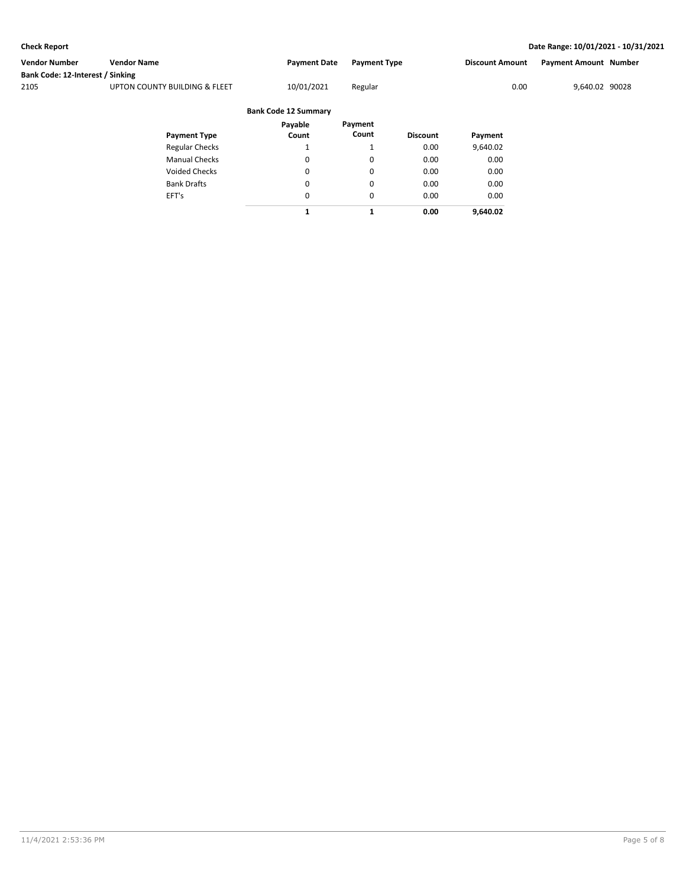**Check Report** | **Date Range: 10/01/2021 - 10/31/2021**

| Vendor Number | Vendor Name | Payment Date | Payment Type | Discount Amount | Payment Amount | Number |
|---|---|---|---|---|---|---|
| **Bank Code: 12-Interest / Sinking** | | | | | | |
| 2105 | UPTON COUNTY BUILDING & FLEET | 10/01/2021 | Regular | 0.00 | 9,640.02 | 90028 |

**Bank Code 12 Summary**

| Payment Type | Payable Count | Payment Count | Discount | Payment |
|---|---|---|---|---|
| Regular Checks | 1 | 1 | 0.00 | 9,640.02 |
| Manual Checks | 0 | 0 | 0.00 | 0.00 |
| Voided Checks | 0 | 0 | 0.00 | 0.00 |
| Bank Drafts | 0 | 0 | 0.00 | 0.00 |
| EFT's | 0 | 0 | 0.00 | 0.00 |
| | **1** | **1** | **0.00** | **9,640.02** |

11/4/2021 2:53:36 PM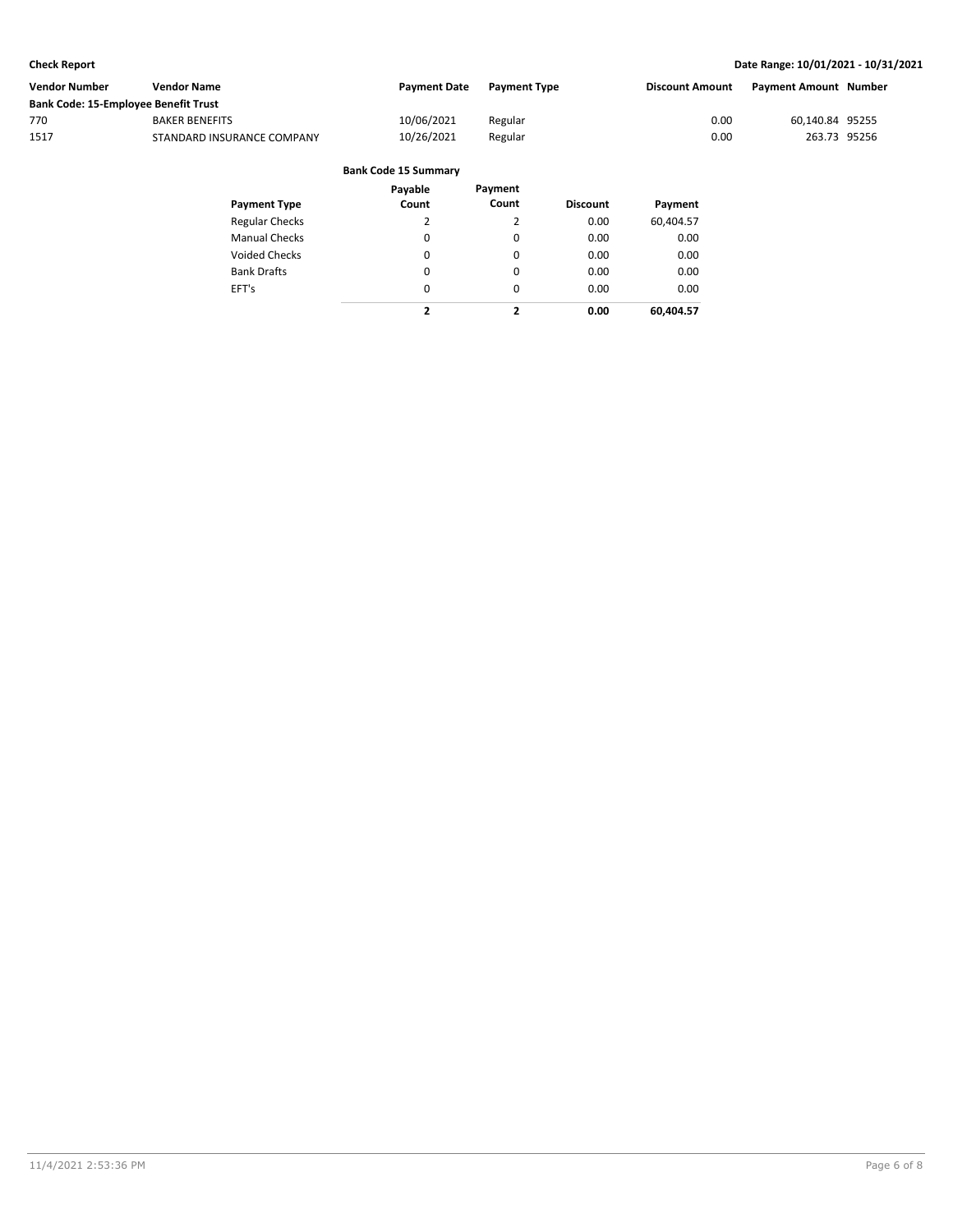**Check Report** — Date Range: 10/01/2021 - 10/31/2021

| Vendor Number | Vendor Name | Payment Date | Payment Type | Discount Amount | Payment Amount | Number |
|---|---|---|---|---|---|---|
| **Bank Code: 15-Employee Benefit Trust** | | | | | | |
| 770 | BAKER BENEFITS | 10/06/2021 | Regular | 0.00 | 60,140.84 | 95255 |
| 1517 | STANDARD INSURANCE COMPANY | 10/26/2021 | Regular | 0.00 | 263.73 | 95256 |

**Bank Code 15 Summary**

| Payment Type | Payable Count | Payment Count | Discount | Payment |
|---|---|---|---|---|
| Regular Checks | 2 | 2 | 0.00 | 60,404.57 |
| Manual Checks | 0 | 0 | 0.00 | 0.00 |
| Voided Checks | 0 | 0 | 0.00 | 0.00 |
| Bank Drafts | 0 | 0 | 0.00 | 0.00 |
| EFT's | 0 | 0 | 0.00 | 0.00 |
| | **2** | **2** | **0.00** | **60,404.57** |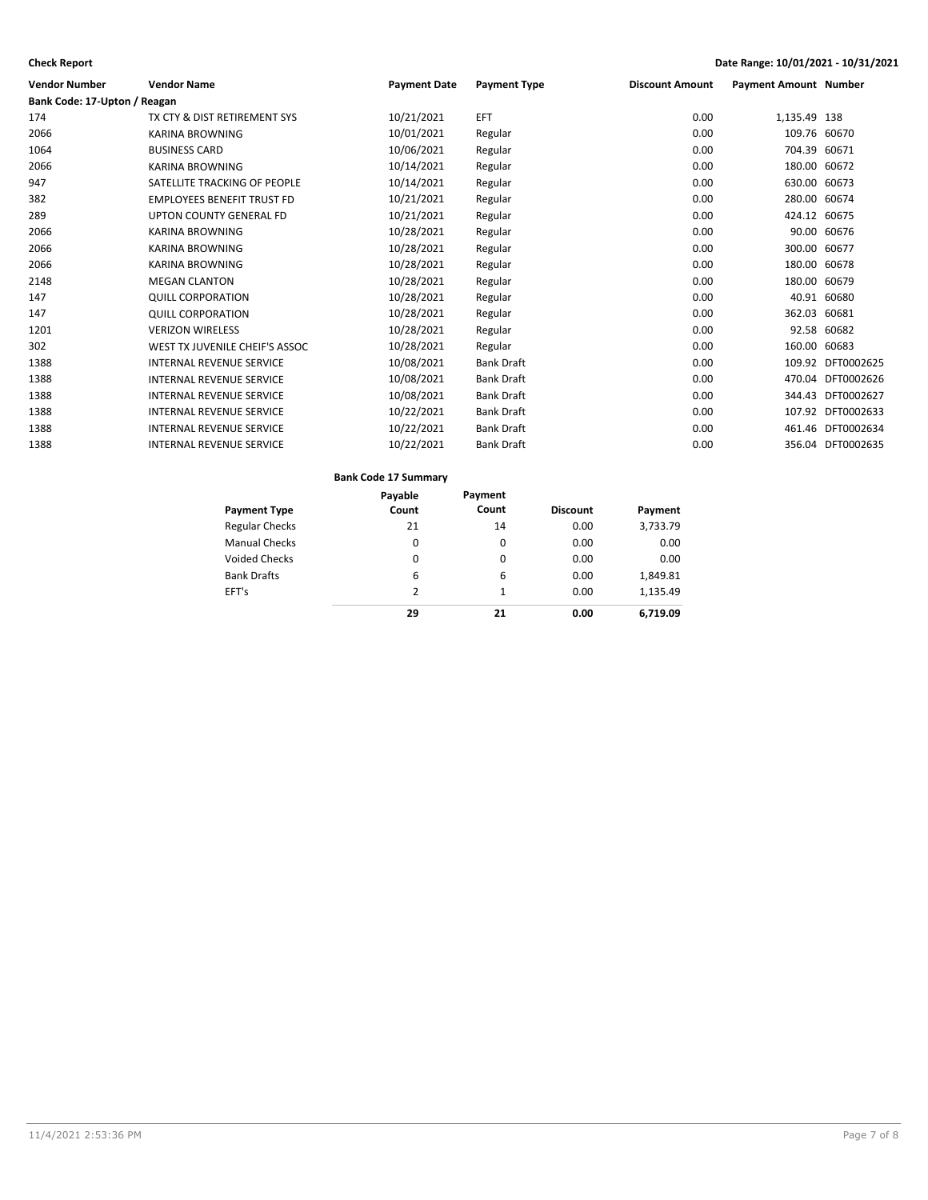**Check Report** **Date Range: 10/01/2021 - 10/31/2021**

| Vendor Number | Vendor Name | Payment Date | Payment Type | Discount Amount | Payment Amount | Number |
|---|---|---|---|---|---|---|
| **Bank Code: 17-Upton / Reagan** | | | | | | |
| 174 | TX CTY & DIST RETIREMENT SYS | 10/21/2021 | EFT | 0.00 | 1,135.49 | 138 |
| 2066 | KARINA BROWNING | 10/01/2021 | Regular | 0.00 | 109.76 | 60670 |
| 1064 | BUSINESS CARD | 10/06/2021 | Regular | 0.00 | 704.39 | 60671 |
| 2066 | KARINA BROWNING | 10/14/2021 | Regular | 0.00 | 180.00 | 60672 |
| 947 | SATELLITE TRACKING OF PEOPLE | 10/14/2021 | Regular | 0.00 | 630.00 | 60673 |
| 382 | EMPLOYEES BENEFIT TRUST FD | 10/21/2021 | Regular | 0.00 | 280.00 | 60674 |
| 289 | UPTON COUNTY GENERAL FD | 10/21/2021 | Regular | 0.00 | 424.12 | 60675 |
| 2066 | KARINA BROWNING | 10/28/2021 | Regular | 0.00 | 90.00 | 60676 |
| 2066 | KARINA BROWNING | 10/28/2021 | Regular | 0.00 | 300.00 | 60677 |
| 2066 | KARINA BROWNING | 10/28/2021 | Regular | 0.00 | 180.00 | 60678 |
| 2148 | MEGAN CLANTON | 10/28/2021 | Regular | 0.00 | 180.00 | 60679 |
| 147 | QUILL CORPORATION | 10/28/2021 | Regular | 0.00 | 40.91 | 60680 |
| 147 | QUILL CORPORATION | 10/28/2021 | Regular | 0.00 | 362.03 | 60681 |
| 1201 | VERIZON WIRELESS | 10/28/2021 | Regular | 0.00 | 92.58 | 60682 |
| 302 | WEST TX JUVENILE CHEIF'S ASSOC | 10/28/2021 | Regular | 0.00 | 160.00 | 60683 |
| 1388 | INTERNAL REVENUE SERVICE | 10/08/2021 | Bank Draft | 0.00 | 109.92 | DFT0002625 |
| 1388 | INTERNAL REVENUE SERVICE | 10/08/2021 | Bank Draft | 0.00 | 470.04 | DFT0002626 |
| 1388 | INTERNAL REVENUE SERVICE | 10/08/2021 | Bank Draft | 0.00 | 344.43 | DFT0002627 |
| 1388 | INTERNAL REVENUE SERVICE | 10/22/2021 | Bank Draft | 0.00 | 107.92 | DFT0002633 |
| 1388 | INTERNAL REVENUE SERVICE | 10/22/2021 | Bank Draft | 0.00 | 461.46 | DFT0002634 |
| 1388 | INTERNAL REVENUE SERVICE | 10/22/2021 | Bank Draft | 0.00 | 356.04 | DFT0002635 |

**Bank Code 17 Summary**

| Payment Type | Payable Count | Payment Count | Discount | Payment |
|---|---|---|---|---|
| Regular Checks | 21 | 14 | 0.00 | 3,733.79 |
| Manual Checks | 0 | 0 | 0.00 | 0.00 |
| Voided Checks | 0 | 0 | 0.00 | 0.00 |
| Bank Drafts | 6 | 6 | 0.00 | 1,849.81 |
| EFT's | 2 | 1 | 0.00 | 1,135.49 |
| | **29** | **21** | **0.00** | **6,719.09** |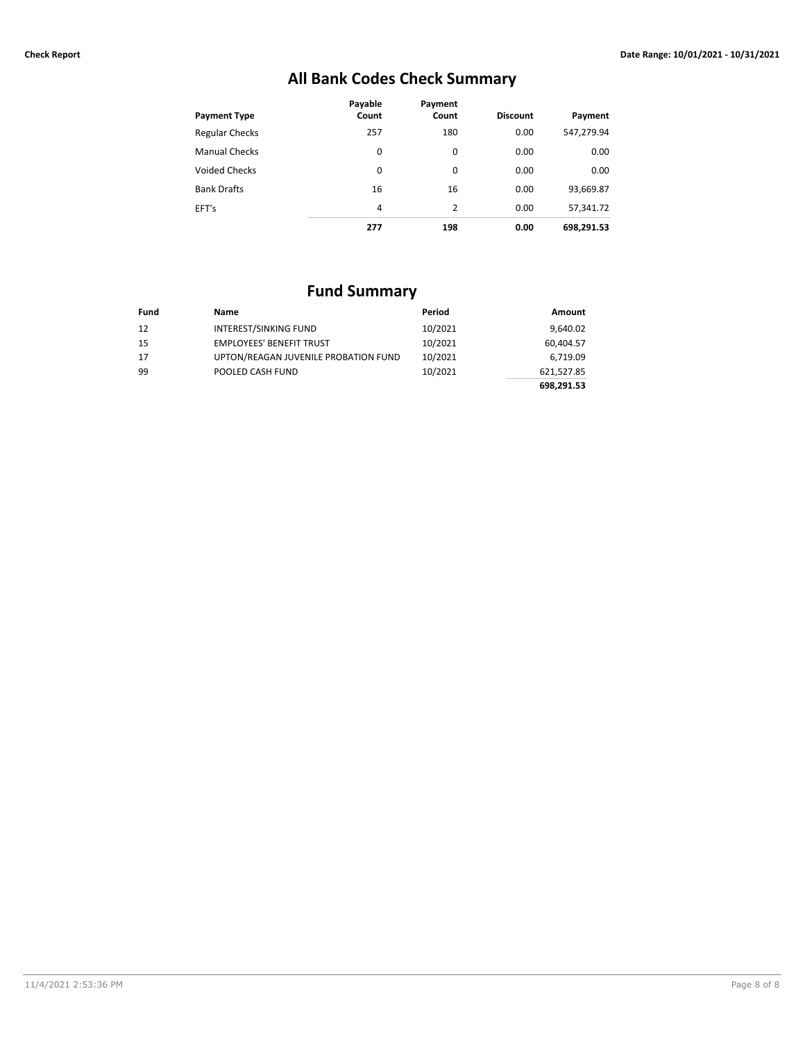## All Bank Codes Check Summary

| Payment Type | Payable Count | Payment Count | Discount | Payment |
|---|---|---|---|---|
| Regular Checks | 257 | 180 | 0.00 | 547,279.94 |
| Manual Checks | 0 | 0 | 0.00 | 0.00 |
| Voided Checks | 0 | 0 | 0.00 | 0.00 |
| Bank Drafts | 16 | 16 | 0.00 | 93,669.87 |
| EFT's | 4 | 2 | 0.00 | 57,341.72 |
| | **277** | **198** | **0.00** | **698,291.53** |

## Fund Summary

| Fund | Name | Period | Amount |
|---|---|---|---|
| 12 | INTEREST/SINKING FUND | 10/2021 | 9,640.02 |
| 15 | EMPLOYEES' BENEFIT TRUST | 10/2021 | 60,404.57 |
| 17 | UPTON/REAGAN JUVENILE PROBATION FUND | 10/2021 | 6,719.09 |
| 99 | POOLED CASH FUND | 10/2021 | 621,527.85 |
| | | | **698,291.53** |